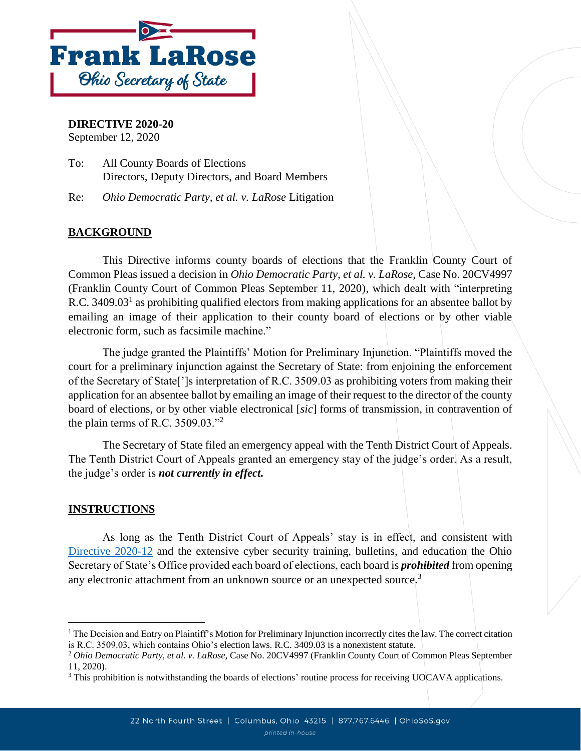**Frank LaRose**
*Ohio Secretary of State*

**DIRECTIVE 2020-20**
September 12, 2020

To: All County Boards of Elections
Directors, Deputy Directors, and Board Members

Re: *Ohio Democratic Party, et al. v. LaRose* Litigation

## BACKGROUND

This Directive informs county boards of elections that the Franklin County Court of Common Pleas issued a decision in *Ohio Democratic Party, et al. v. LaRose*, Case No. 20CV4997 (Franklin County Court of Common Pleas September 11, 2020), which dealt with "interpreting R.C. 3409.03[1] as prohibiting qualified electors from making applications for an absentee ballot by emailing an image of their application to their county board of elections or by other viable electronic form, such as facsimile machine."

The judge granted the Plaintiffs' Motion for Preliminary Injunction. "Plaintiffs moved the court for a preliminary injunction against the Secretary of State: from enjoining the enforcement of the Secretary of State[']s interpretation of R.C. 3509.03 as prohibiting voters from making their application for an absentee ballot by emailing an image of their request to the director of the county board of elections, or by other viable electronical [*sic*] forms of transmission, in contravention of the plain terms of R.C. 3509.03."[2]

The Secretary of State filed an emergency appeal with the Tenth District Court of Appeals. The Tenth District Court of Appeals granted an emergency stay of the judge's order. As a result, the judge's order is ***not currently in effect.***

## INSTRUCTIONS

As long as the Tenth District Court of Appeals' stay is in effect, and consistent with Directive 2020-12 and the extensive cyber security training, bulletins, and education the Ohio Secretary of State's Office provided each board of elections, each board is ***prohibited*** from opening any electronic attachment from an unknown source or an unexpected source.[3]

---

[1] The Decision and Entry on Plaintiff's Motion for Preliminary Injunction incorrectly cites the law. The correct citation is R.C. 3509.03, which contains Ohio's election laws. R.C. 3409.03 is a nonexistent statute.

[2] *Ohio Democratic Party, et al. v. LaRose,* Case No. 20CV4997 (Franklin County Court of Common Pleas September 11, 2020).

[3] This prohibition is notwithstanding the boards of elections' routine process for receiving UOCAVA applications.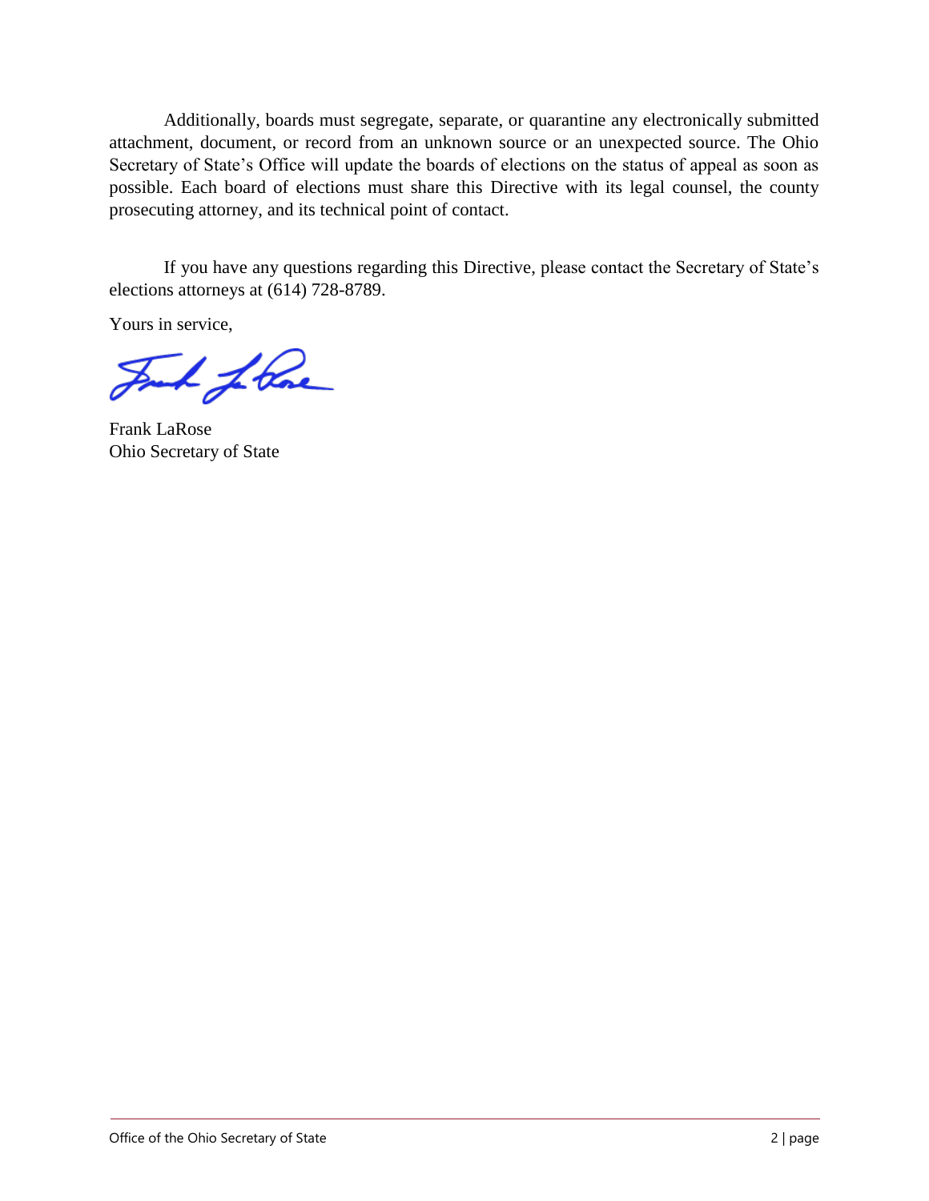Additionally, boards must segregate, separate, or quarantine any electronically submitted attachment, document, or record from an unknown source or an unexpected source. The Ohio Secretary of State's Office will update the boards of elections on the status of appeal as soon as possible. Each board of elections must share this Directive with its legal counsel, the county prosecuting attorney, and its technical point of contact.

If you have any questions regarding this Directive, please contact the Secretary of State's elections attorneys at (614) 728-8789.

Yours in service,

Frank LaRose
Ohio Secretary of State